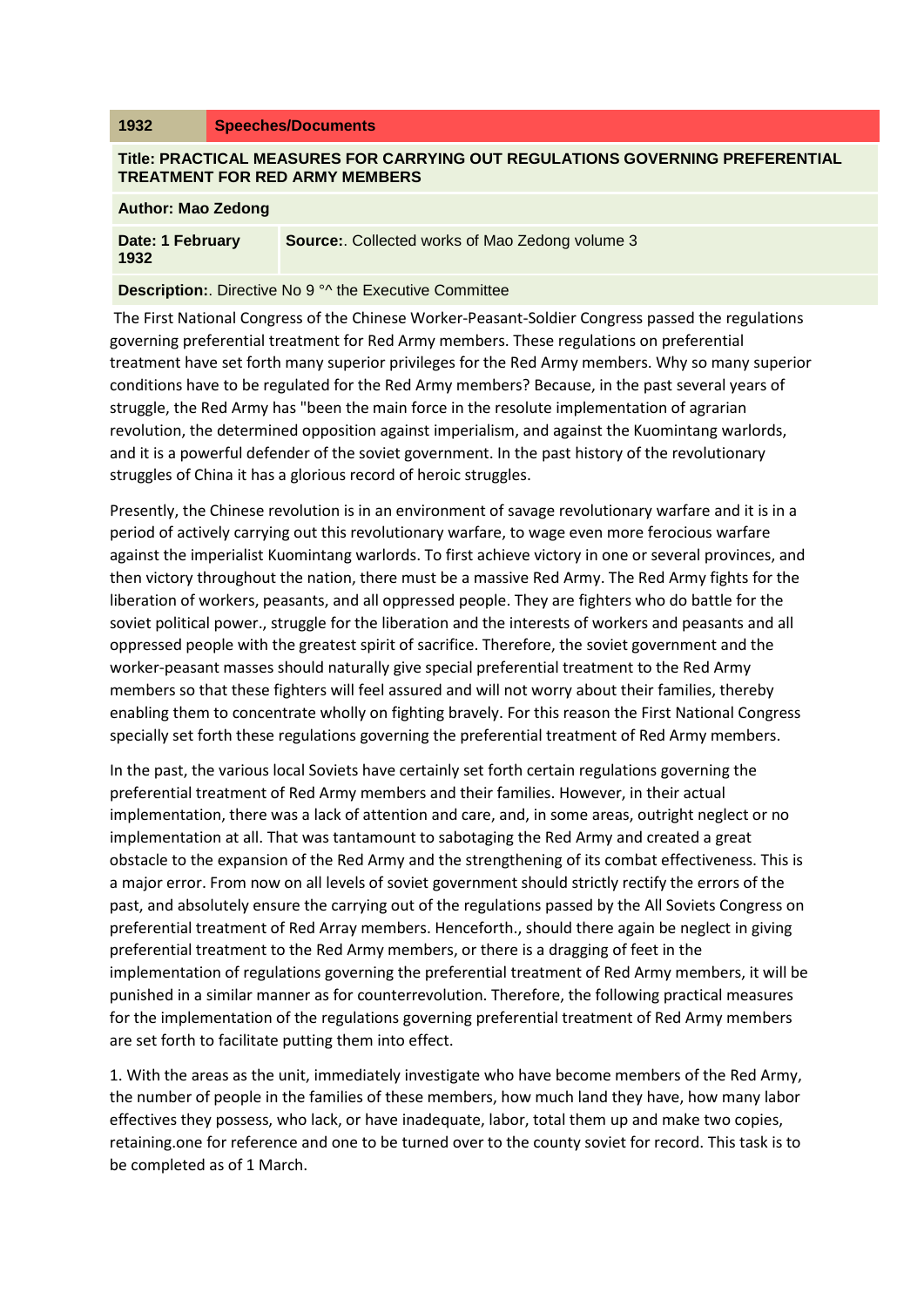**1932** | **Speeches/Documents**

**Title: PRACTICAL MEASURES FOR CARRYING OUT REGULATIONS GOVERNING PREFERENTIAL TREATMENT FOR RED ARMY MEMBERS**

**Author: Mao Zedong**

**Date: 1 February 1932** | **Source:**. Collected works of Mao Zedong volume 3

**Description:**. Directive No 9 °^ the Executive Committee

The First National Congress of the Chinese Worker-Peasant-Soldier Congress passed the regulations governing preferential treatment for Red Army members. These regulations on preferential treatment have set forth many superior privileges for the Red Army members. Why so many superior conditions have to be regulated for the Red Army members? Because, in the past several years of struggle, the Red Army has "been the main force in the resolute implementation of agrarian revolution, the determined opposition against imperialism, and against the Kuomintang warlords, and it is a powerful defender of the soviet government. In the past history of the revolutionary struggles of China it has a glorious record of heroic struggles.

Presently, the Chinese revolution is in an environment of savage revolutionary warfare and it is in a period of actively carrying out this revolutionary warfare, to wage even more ferocious warfare against the imperialist Kuomintang warlords. To first achieve victory in one or several provinces, and then victory throughout the nation, there must be a massive Red Army. The Red Army fights for the liberation of workers, peasants, and all oppressed people. They are fighters who do battle for the soviet political power., struggle for the liberation and the interests of workers and peasants and all oppressed people with the greatest spirit of sacrifice. Therefore, the soviet government and the worker-peasant masses should naturally give special preferential treatment to the Red Army members so that these fighters will feel assured and will not worry about their families, thereby enabling them to concentrate wholly on fighting bravely. For this reason the First National Congress specially set forth these regulations governing the preferential treatment of Red Army members.

In the past, the various local Soviets have certainly set forth certain regulations governing the preferential treatment of Red Army members and their families. However, in their actual implementation, there was a lack of attention and care, and, in some areas, outright neglect or no implementation at all. That was tantamount to sabotaging the Red Army and created a great obstacle to the expansion of the Red Army and the strengthening of its combat effectiveness. This is a major error. From now on all levels of soviet government should strictly rectify the errors of the past, and absolutely ensure the carrying out of the regulations passed by the All Soviets Congress on preferential treatment of Red Array members. Henceforth., should there again be neglect in giving preferential treatment to the Red Army members, or there is a dragging of feet in the implementation of regulations governing the preferential treatment of Red Army members, it will be punished in a similar manner as for counterrevolution. Therefore, the following practical measures for the implementation of the regulations governing preferential treatment of Red Army members are set forth to facilitate putting them into effect.

1. With the areas as the unit, immediately investigate who have become members of the Red Army, the number of people in the families of these members, how much land they have, how many labor effectives they possess, who lack, or have inadequate, labor, total them up and make two copies, retaining.one for reference and one to be turned over to the county soviet for record. This task is to be completed as of 1 March.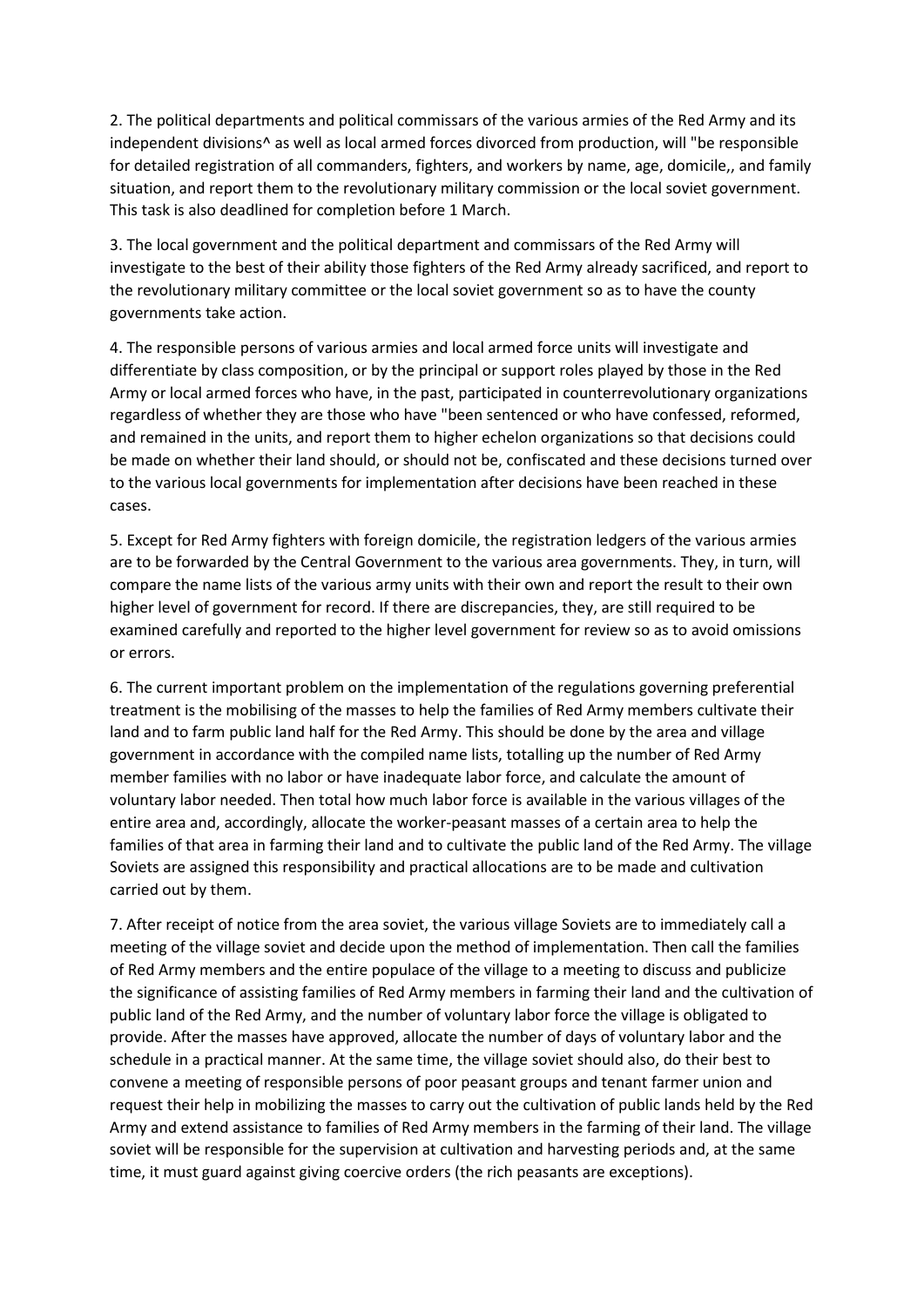2. The political departments and political commissars of the various armies of the Red Army and its independent divisions^ as well as local armed forces divorced from production, will "be responsible for detailed registration of all commanders, fighters, and workers by name, age, domicile,, and family situation, and report them to the revolutionary military commission or the local soviet government. This task is also deadlined for completion before 1 March.

3. The local government and the political department and commissars of the Red Army will investigate to the best of their ability those fighters of the Red Army already sacrificed, and report to the revolutionary military committee or the local soviet government so as to have the county governments take action.

4. The responsible persons of various armies and local armed force units will investigate and differentiate by class composition, or by the principal or support roles played by those in the Red Army or local armed forces who have, in the past, participated in counterrevolutionary organizations regardless of whether they are those who have "been sentenced or who have confessed, reformed, and remained in the units, and report them to higher echelon organizations so that decisions could be made on whether their land should, or should not be, confiscated and these decisions turned over to the various local governments for implementation after decisions have been reached in these cases.

5. Except for Red Army fighters with foreign domicile, the registration ledgers of the various armies are to be forwarded by the Central Government to the various area governments. They, in turn, will compare the name lists of the various army units with their own and report the result to their own higher level of government for record. If there are discrepancies, they, are still required to be examined carefully and reported to the higher level government for review so as to avoid omissions or errors.

6. The current important problem on the implementation of the regulations governing preferential treatment is the mobilising of the masses to help the families of Red Army members cultivate their land and to farm public land half for the Red Army. This should be done by the area and village government in accordance with the compiled name lists, totalling up the number of Red Army member families with no labor or have inadequate labor force, and calculate the amount of voluntary labor needed. Then total how much labor force is available in the various villages of the entire area and, accordingly, allocate the worker-peasant masses of a certain area to help the families of that area in farming their land and to cultivate the public land of the Red Army. The village Soviets are assigned this responsibility and practical allocations are to be made and cultivation carried out by them.

7. After receipt of notice from the area soviet, the various village Soviets are to immediately call a meeting of the village soviet and decide upon the method of implementation. Then call the families of Red Army members and the entire populace of the village to a meeting to discuss and publicize the significance of assisting families of Red Army members in farming their land and the cultivation of public land of the Red Army, and the number of voluntary labor force the village is obligated to provide. After the masses have approved, allocate the number of days of voluntary labor and the schedule in a practical manner. At the same time, the village soviet should also, do their best to convene a meeting of responsible persons of poor peasant groups and tenant farmer union and request their help in mobilizing the masses to carry out the cultivation of public lands held by the Red Army and extend assistance to families of Red Army members in the farming of their land. The village soviet will be responsible for the supervision at cultivation and harvesting periods and, at the same time, it must guard against giving coercive orders (the rich peasants are exceptions).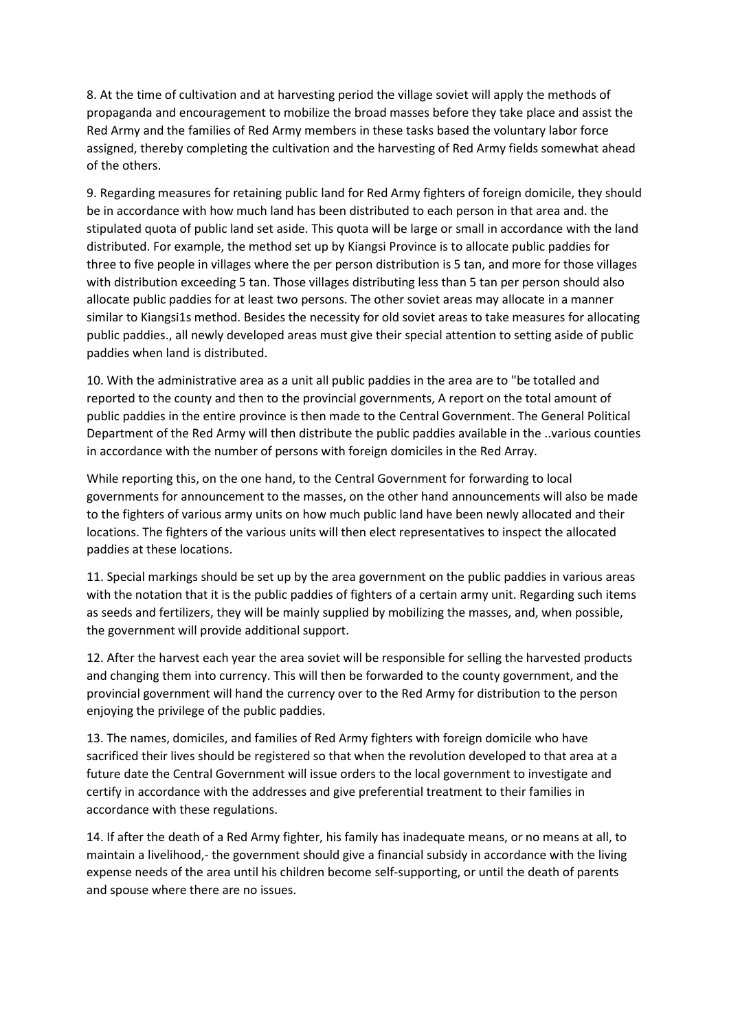8. At the time of cultivation and at harvesting period the village soviet will apply the methods of propaganda and encouragement to mobilize the broad masses before they take place and assist the Red Army and the families of Red Army members in these tasks based the voluntary labor force assigned, thereby completing the cultivation and the harvesting of Red Army fields somewhat ahead of the others.

9. Regarding measures for retaining public land for Red Army fighters of foreign domicile, they should be in accordance with how much land has been distributed to each person in that area and. the stipulated quota of public land set aside. This quota will be large or small in accordance with the land distributed. For example, the method set up by Kiangsi Province is to allocate public paddies for three to five people in villages where the per person distribution is 5 tan, and more for those villages with distribution exceeding 5 tan. Those villages distributing less than 5 tan per person should also allocate public paddies for at least two persons. The other soviet areas may allocate in a manner similar to Kiangsi1s method. Besides the necessity for old soviet areas to take measures for allocating public paddies., all newly developed areas must give their special attention to setting aside of public paddies when land is distributed.

10. With the administrative area as a unit all public paddies in the area are to "be totalled and reported to the county and then to the provincial governments, A report on the total amount of public paddies in the entire province is then made to the Central Government. The General Political Department of the Red Army will then distribute the public paddies available in the ..various counties in accordance with the number of persons with foreign domiciles in the Red Array.

While reporting this, on the one hand, to the Central Government for forwarding to local governments for announcement to the masses, on the other hand announcements will also be made to the fighters of various army units on how much public land have been newly allocated and their locations. The fighters of the various units will then elect representatives to inspect the allocated paddies at these locations.

11. Special markings should be set up by the area government on the public paddies in various areas with the notation that it is the public paddies of fighters of a certain army unit. Regarding such items as seeds and fertilizers, they will be mainly supplied by mobilizing the masses, and, when possible, the government will provide additional support.

12. After the harvest each year the area soviet will be responsible for selling the harvested products and changing them into currency. This will then be forwarded to the county government, and the provincial government will hand the currency over to the Red Army for distribution to the person enjoying the privilege of the public paddies.

13. The names, domiciles, and families of Red Army fighters with foreign domicile who have sacrificed their lives should be registered so that when the revolution developed to that area at a future date the Central Government will issue orders to the local government to investigate and certify in accordance with the addresses and give preferential treatment to their families in accordance with these regulations.

14. If after the death of a Red Army fighter, his family has inadequate means, or no means at all, to maintain a livelihood,- the government should give a financial subsidy in accordance with the living expense needs of the area until his children become self-supporting, or until the death of parents and spouse where there are no issues.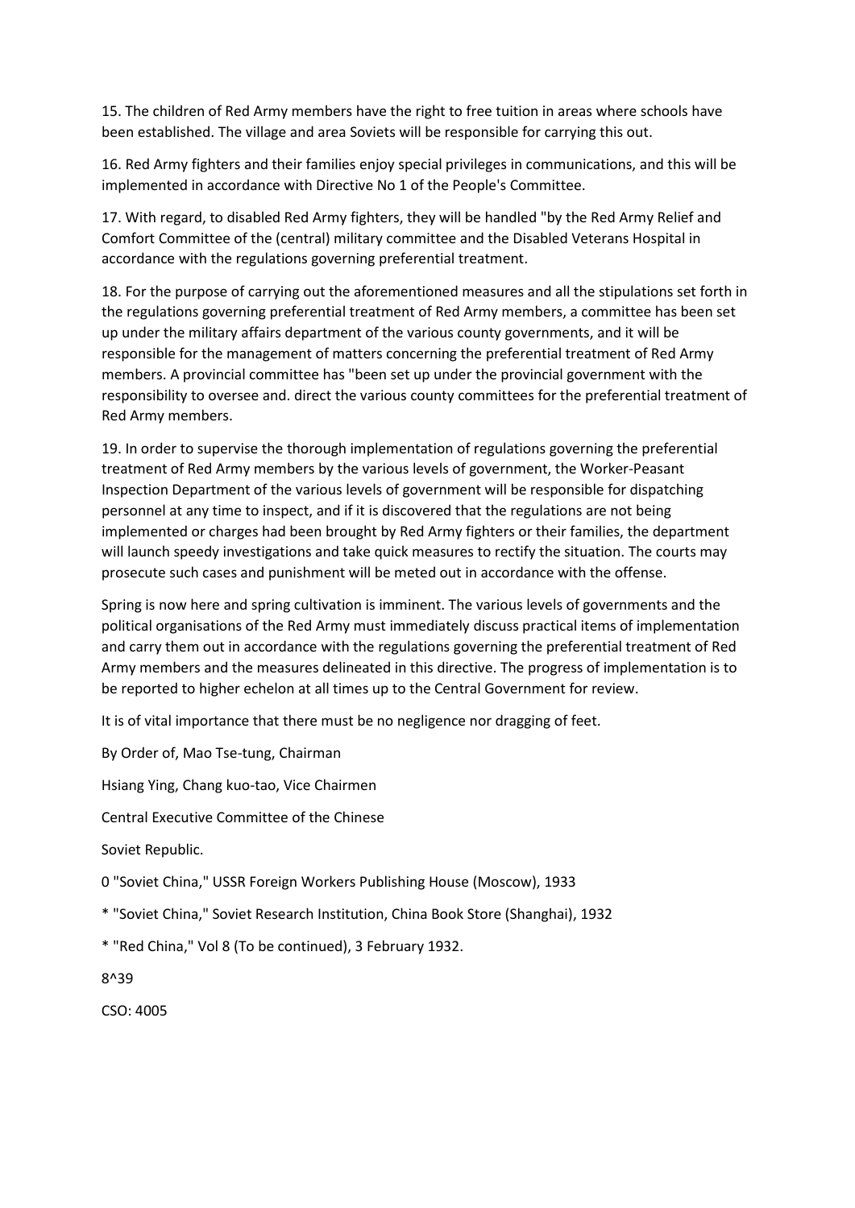15. The children of Red Army members have the right to free tuition in areas where schools have been established. The village and area Soviets will be responsible for carrying this out.

16. Red Army fighters and their families enjoy special privileges in communications, and this will be implemented in accordance with Directive No 1 of the People's Committee.

17. With regard, to disabled Red Army fighters, they will be handled "by the Red Army Relief and Comfort Committee of the (central) military committee and the Disabled Veterans Hospital in accordance with the regulations governing preferential treatment.

18. For the purpose of carrying out the aforementioned measures and all the stipulations set forth in the regulations governing preferential treatment of Red Army members, a committee has been set up under the military affairs department of the various county governments, and it will be responsible for the management of matters concerning the preferential treatment of Red Army members. A provincial committee has "been set up under the provincial government with the responsibility to oversee and. direct the various county committees for the preferential treatment of Red Army members.

19. In order to supervise the thorough implementation of regulations governing the preferential treatment of Red Army members by the various levels of government, the Worker-Peasant Inspection Department of the various levels of government will be responsible for dispatching personnel at any time to inspect, and if it is discovered that the regulations are not being implemented or charges had been brought by Red Army fighters or their families, the department will launch speedy investigations and take quick measures to rectify the situation. The courts may prosecute such cases and punishment will be meted out in accordance with the offense.

Spring is now here and spring cultivation is imminent. The various levels of governments and the political organisations of the Red Army must immediately discuss practical items of implementation and carry them out in accordance with the regulations governing the preferential treatment of Red Army members and the measures delineated in this directive. The progress of implementation is to be reported to higher echelon at all times up to the Central Government for review.

It is of vital importance that there must be no negligence nor dragging of feet.

By Order of, Mao Tse-tung, Chairman

Hsiang Ying, Chang kuo-tao, Vice Chairmen

Central Executive Committee of the Chinese

Soviet Republic.

0 "Soviet China," USSR Foreign Workers Publishing House (Moscow), 1933

* "Soviet China," Soviet Research Institution, China Book Store (Shanghai), 1932

* "Red China," Vol 8 (To be continued), 3 February 1932.

8^39

CSO: 4005